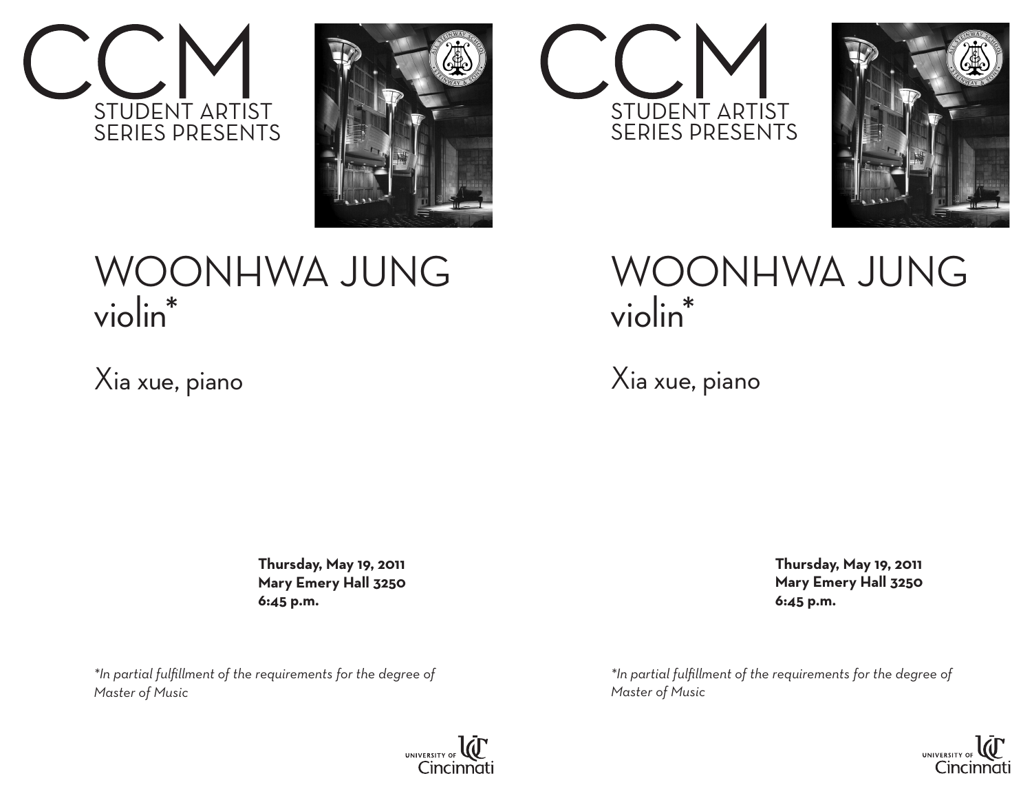# CCM

STUDENT ARTIST SERIES PRESENTS

# WOONHWA JUNG

## violin*

Xia xue, piano

**Thursday, May 19, 2011**
**Mary Emery Hall 3250**
**6:45 p.m.**

*\*In partial fulfillment of the requirements for the degree of Master of Music*

UNIVERSITY OF Cincinnati

# CCM

STUDENT ARTIST SERIES PRESENTS

# WOONHWA JUNG

## violin*

Xia xue, piano

**Thursday, May 19, 2011**
**Mary Emery Hall 3250**
**6:45 p.m.**

*\*In partial fulfillment of the requirements for the degree of Master of Music*

UNIVERSITY OF Cincinnati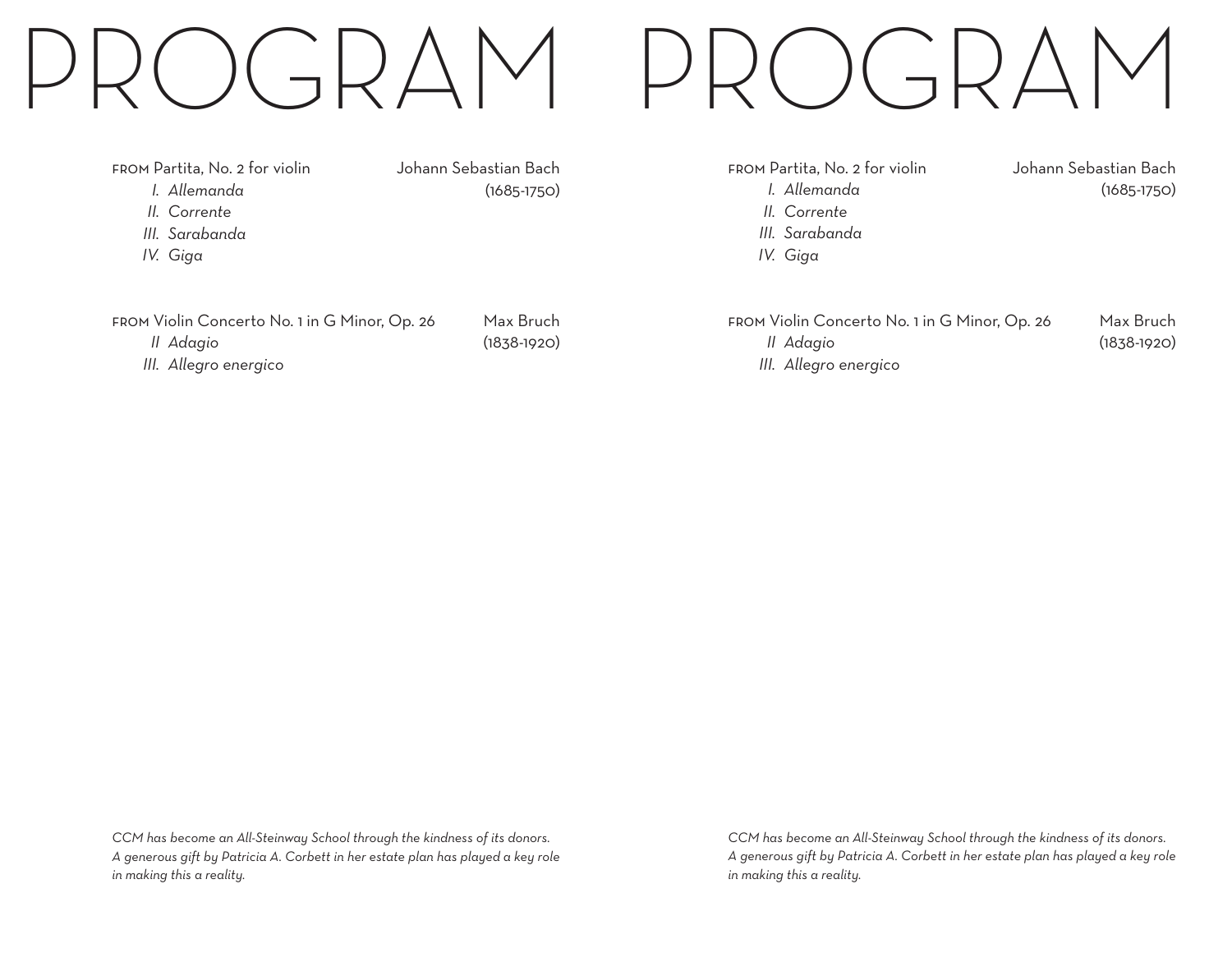# PROGRAM

FROM Partita, No. 2 for violin — Johann Sebastian Bach (1685-1750)

*I. Allemanda*
*II. Corrente*
*III. Sarabanda*
*IV. Giga*

FROM Violin Concerto No. 1 in G Minor, Op. 26 — Max Bruch (1838-1920)

*II Adagio*
*III. Allegro energico*

*CCM has become an All-Steinway School through the kindness of its donors. A generous gift by Patricia A. Corbett in her estate plan has played a key role in making this a reality.*

# PROGRAM

FROM Partita, No. 2 for violin — Johann Sebastian Bach (1685-1750)

*I. Allemanda*
*II. Corrente*
*III. Sarabanda*
*IV. Giga*

FROM Violin Concerto No. 1 in G Minor, Op. 26 — Max Bruch (1838-1920)

*II Adagio*
*III. Allegro energico*

*CCM has become an All-Steinway School through the kindness of its donors. A generous gift by Patricia A. Corbett in her estate plan has played a key role in making this a reality.*